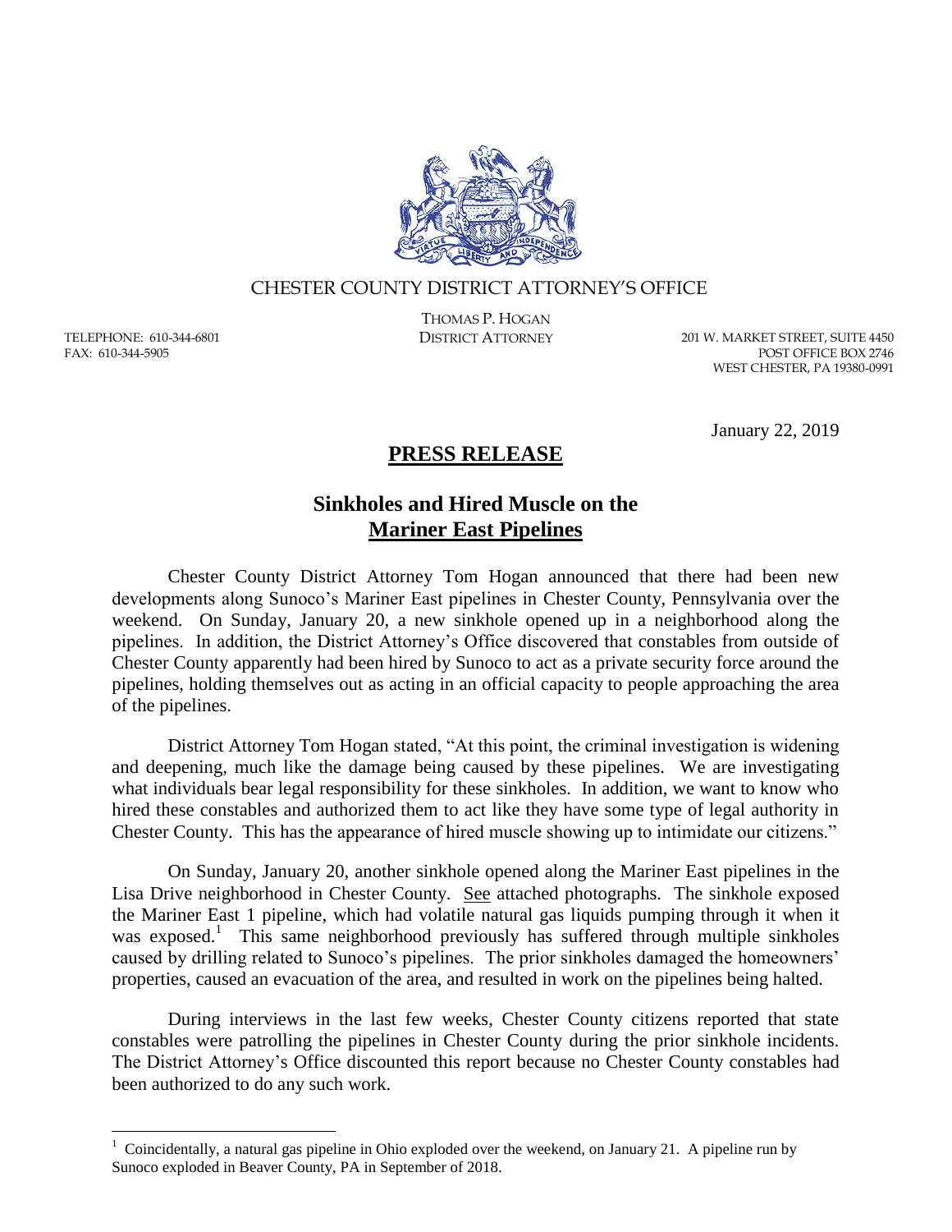CHESTER COUNTY DISTRICT ATTORNEY'S OFFICE

THOMAS P. HOGAN
DISTRICT ATTORNEY

TELEPHONE: 610-344-6801
FAX: 610-344-5905

201 W. MARKET STREET, SUITE 4450
POST OFFICE BOX 2746
WEST CHESTER, PA 19380-0991

January 22, 2019

## PRESS RELEASE

## Sinkholes and Hired Muscle on the Mariner East Pipelines

Chester County District Attorney Tom Hogan announced that there had been new developments along Sunoco's Mariner East pipelines in Chester County, Pennsylvania over the weekend. On Sunday, January 20, a new sinkhole opened up in a neighborhood along the pipelines. In addition, the District Attorney's Office discovered that constables from outside of Chester County apparently had been hired by Sunoco to act as a private security force around the pipelines, holding themselves out as acting in an official capacity to people approaching the area of the pipelines.

District Attorney Tom Hogan stated, "At this point, the criminal investigation is widening and deepening, much like the damage being caused by these pipelines. We are investigating what individuals bear legal responsibility for these sinkholes. In addition, we want to know who hired these constables and authorized them to act like they have some type of legal authority in Chester County. This has the appearance of hired muscle showing up to intimidate our citizens."

On Sunday, January 20, another sinkhole opened along the Mariner East pipelines in the Lisa Drive neighborhood in Chester County. See attached photographs. The sinkhole exposed the Mariner East 1 pipeline, which had volatile natural gas liquids pumping through it when it was exposed.[1] This same neighborhood previously has suffered through multiple sinkholes caused by drilling related to Sunoco's pipelines. The prior sinkholes damaged the homeowners' properties, caused an evacuation of the area, and resulted in work on the pipelines being halted.

During interviews in the last few weeks, Chester County citizens reported that state constables were patrolling the pipelines in Chester County during the prior sinkhole incidents. The District Attorney's Office discounted this report because no Chester County constables had been authorized to do any such work.

[1] Coincidentally, a natural gas pipeline in Ohio exploded over the weekend, on January 21. A pipeline run by Sunoco exploded in Beaver County, PA in September of 2018.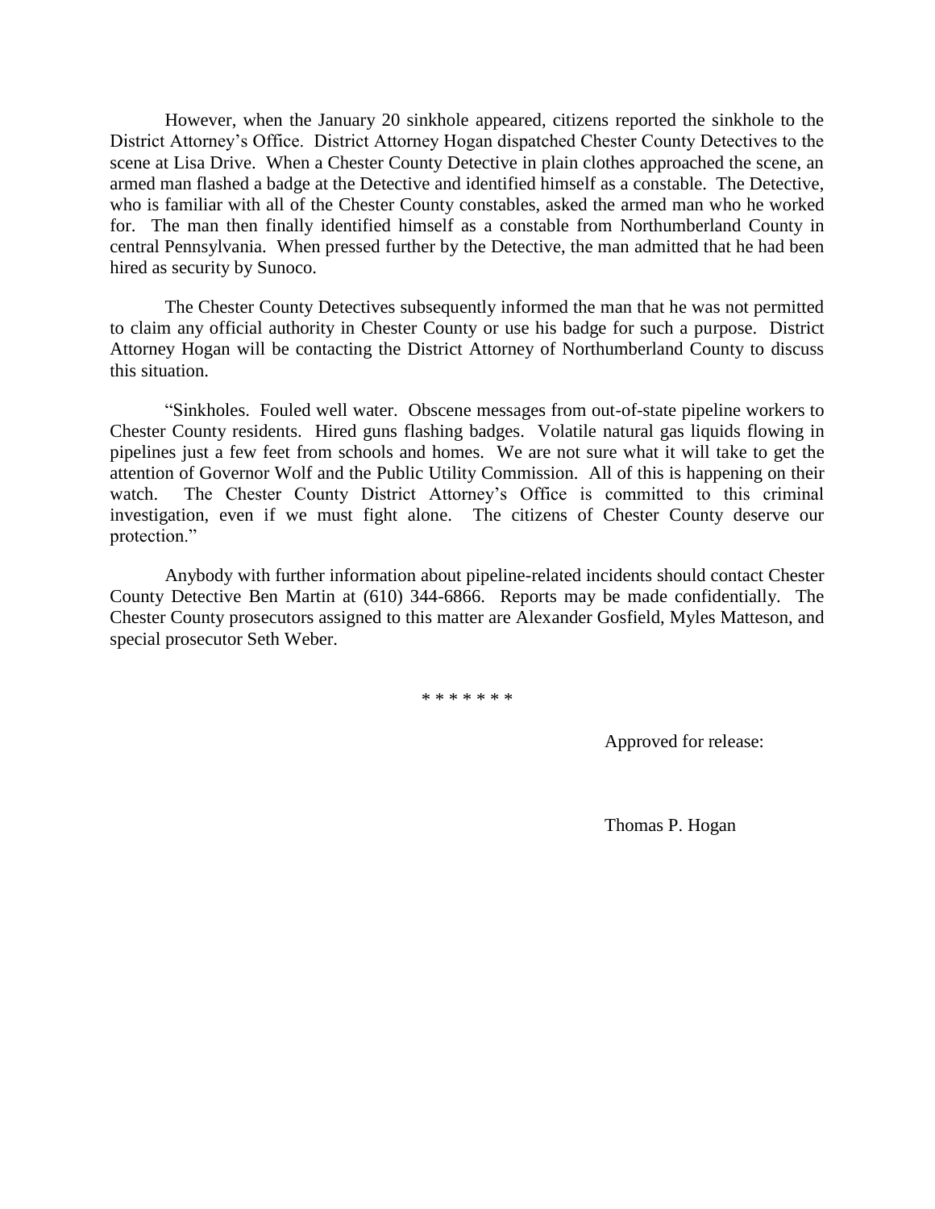However, when the January 20 sinkhole appeared, citizens reported the sinkhole to the District Attorney's Office. District Attorney Hogan dispatched Chester County Detectives to the scene at Lisa Drive. When a Chester County Detective in plain clothes approached the scene, an armed man flashed a badge at the Detective and identified himself as a constable. The Detective, who is familiar with all of the Chester County constables, asked the armed man who he worked for. The man then finally identified himself as a constable from Northumberland County in central Pennsylvania. When pressed further by the Detective, the man admitted that he had been hired as security by Sunoco.

The Chester County Detectives subsequently informed the man that he was not permitted to claim any official authority in Chester County or use his badge for such a purpose. District Attorney Hogan will be contacting the District Attorney of Northumberland County to discuss this situation.

"Sinkholes. Fouled well water. Obscene messages from out-of-state pipeline workers to Chester County residents. Hired guns flashing badges. Volatile natural gas liquids flowing in pipelines just a few feet from schools and homes. We are not sure what it will take to get the attention of Governor Wolf and the Public Utility Commission. All of this is happening on their watch. The Chester County District Attorney's Office is committed to this criminal investigation, even if we must fight alone. The citizens of Chester County deserve our protection."

Anybody with further information about pipeline-related incidents should contact Chester County Detective Ben Martin at (610) 344-6866. Reports may be made confidentially. The Chester County prosecutors assigned to this matter are Alexander Gosfield, Myles Matteson, and special prosecutor Seth Weber.

* * * * * * *

Approved for release:

Thomas P. Hogan